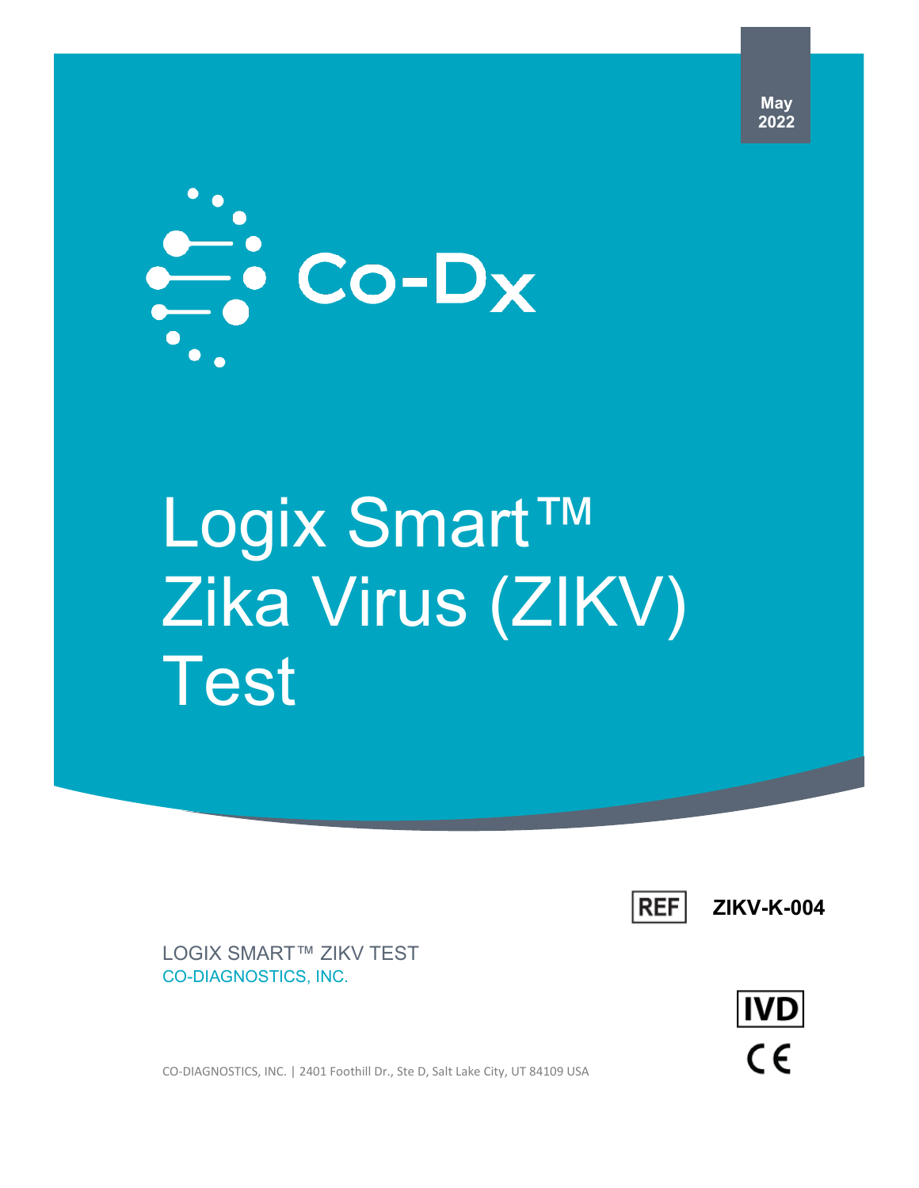May 2022

Co-Dx

# Logix Smart™ Zika Virus (ZIKV) Test

REF **ZIKV-K-004**

LOGIX SMART™ ZIKV TEST

CO-DIAGNOSTICS, INC.

IVD

CE

CO-DIAGNOSTICS, INC. | 2401 Foothill Dr., Ste D, Salt Lake City, UT 84109 USA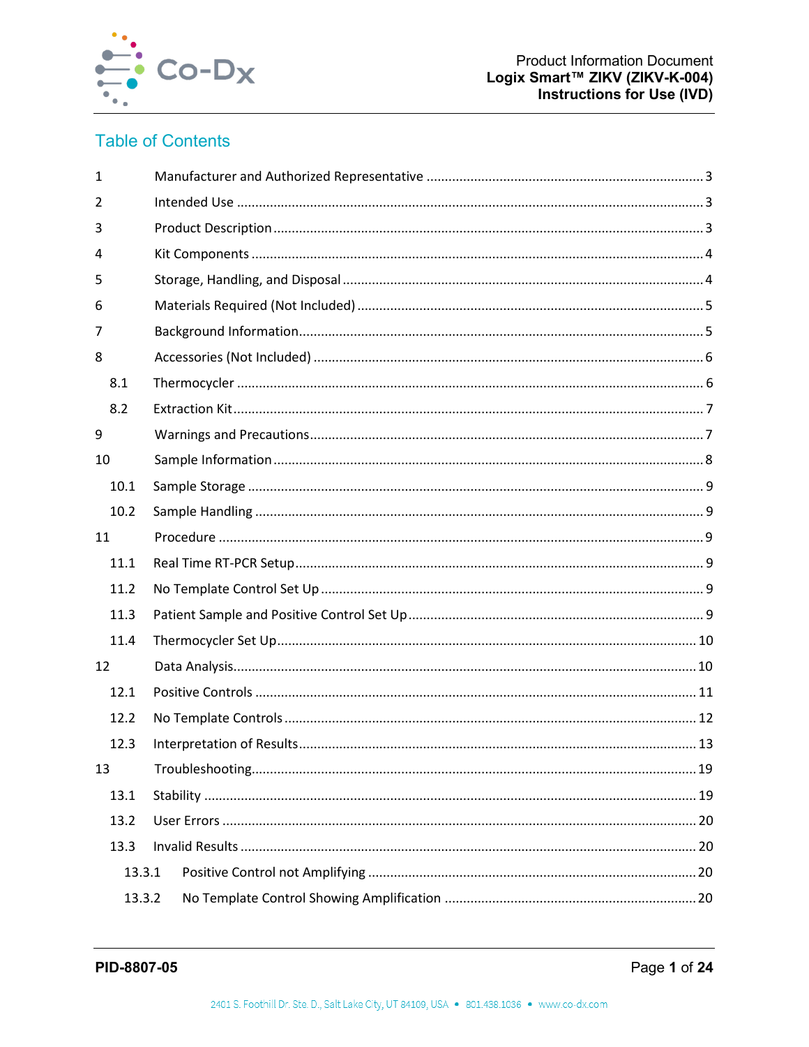## Table of Contents

1 Manufacturer and Authorized Representative ........ 3

2 Intended Use ........ 3

3 Product Description ........ 3

4 Kit Components ........ 4

5 Storage, Handling, and Disposal ........ 4

6 Materials Required (Not Included) ........ 5

7 Background Information ........ 5

8 Accessories (Not Included) ........ 6

- 8.1 Thermocycler ........ 6
- 8.2 Extraction Kit ........ 7

9 Warnings and Precautions ........ 7

10 Sample Information ........ 8

- 10.1 Sample Storage ........ 9
- 10.2 Sample Handling ........ 9

11 Procedure ........ 9

- 11.1 Real Time RT-PCR Setup ........ 9
- 11.2 No Template Control Set Up ........ 9
- 11.3 Patient Sample and Positive Control Set Up ........ 9
- 11.4 Thermocycler Set Up ........ 10

12 Data Analysis ........ 10

- 12.1 Positive Controls ........ 11
- 12.2 No Template Controls ........ 12
- 12.3 Interpretation of Results ........ 13

13 Troubleshooting ........ 19

- 13.1 Stability ........ 19
- 13.2 User Errors ........ 20
- 13.3 Invalid Results ........ 20
  - 13.3.1 Positive Control not Amplifying ........ 20
  - 13.3.2 No Template Control Showing Amplification ........ 20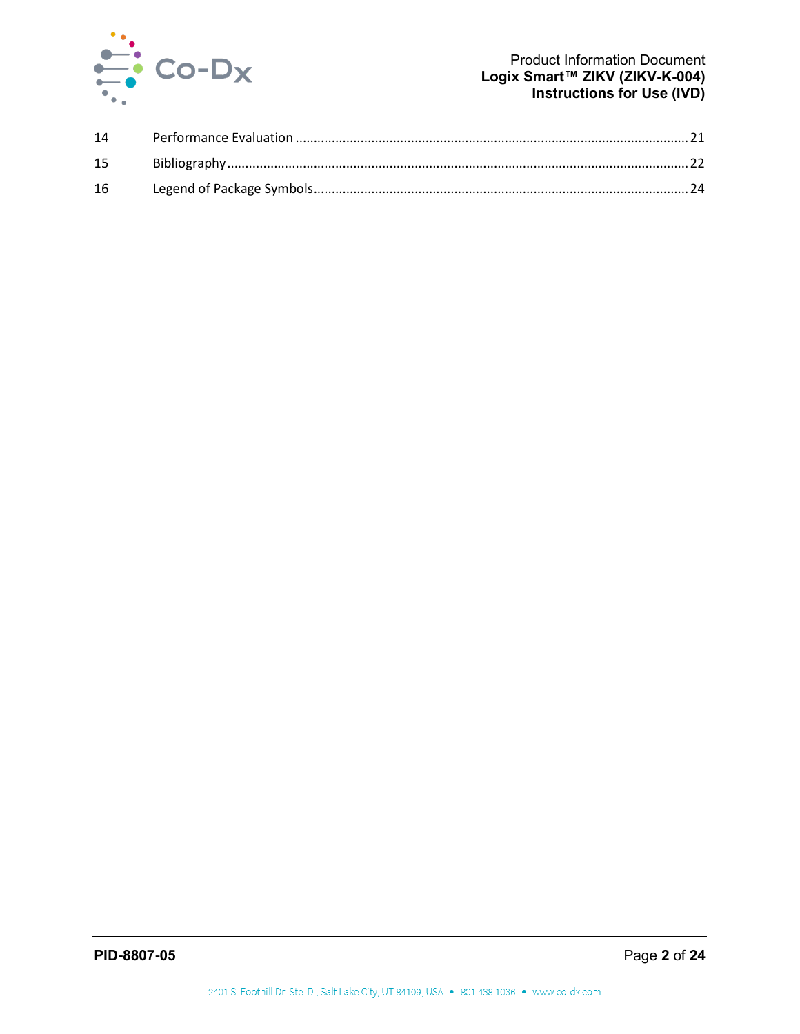| | | |
|---|---|---|
| 14 | Performance Evaluation | 21 |
| 15 | Bibliography | 22 |
| 16 | Legend of Package Symbols | 24 |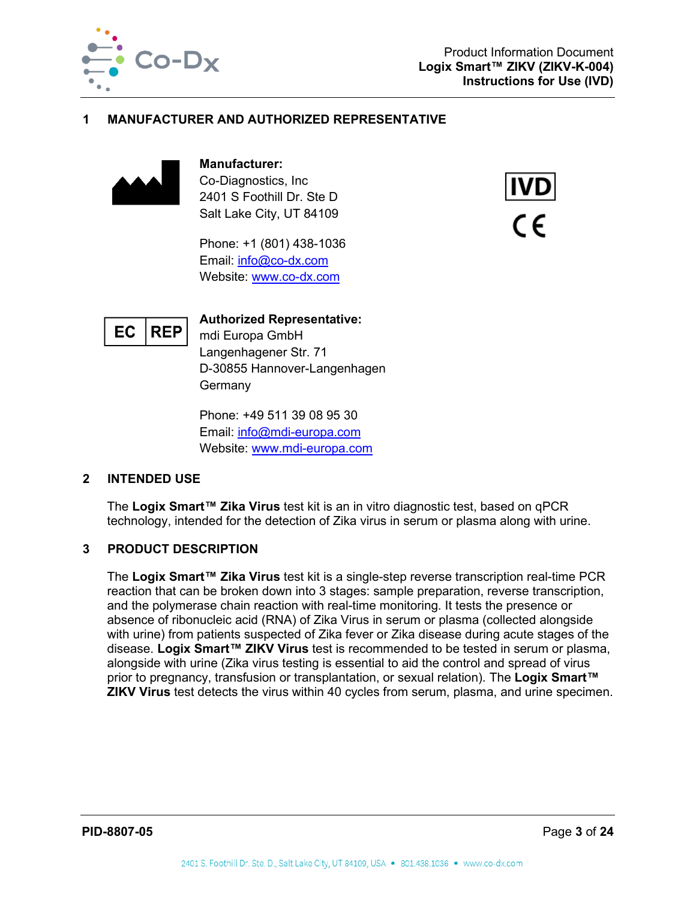## 1 MANUFACTURER AND AUTHORIZED REPRESENTATIVE

**Manufacturer:**
Co-Diagnostics, Inc
2401 S Foothill Dr. Ste D
Salt Lake City, UT 84109

Phone: +1 (801) 438-1036
Email: info@co-dx.com
Website: www.co-dx.com

IVD

CE

EC REP

**Authorized Representative:**
mdi Europa GmbH
Langenhagener Str. 71
D-30855 Hannover-Langenhagen
Germany

Phone: +49 511 39 08 95 30
Email: info@mdi-europa.com
Website: www.mdi-europa.com

## 2 INTENDED USE

The **Logix Smart™ Zika Virus** test kit is an in vitro diagnostic test, based on qPCR technology, intended for the detection of Zika virus in serum or plasma along with urine.

## 3 PRODUCT DESCRIPTION

The **Logix Smart™ Zika Virus** test kit is a single-step reverse transcription real-time PCR reaction that can be broken down into 3 stages: sample preparation, reverse transcription, and the polymerase chain reaction with real-time monitoring. It tests the presence or absence of ribonucleic acid (RNA) of Zika Virus in serum or plasma (collected alongside with urine) from patients suspected of Zika fever or Zika disease during acute stages of the disease. **Logix Smart™ ZIKV Virus** test is recommended to be tested in serum or plasma, alongside with urine (Zika virus testing is essential to aid the control and spread of virus prior to pregnancy, transfusion or transplantation, or sexual relation). The **Logix Smart™ ZIKV Virus** test detects the virus within 40 cycles from serum, plasma, and urine specimen.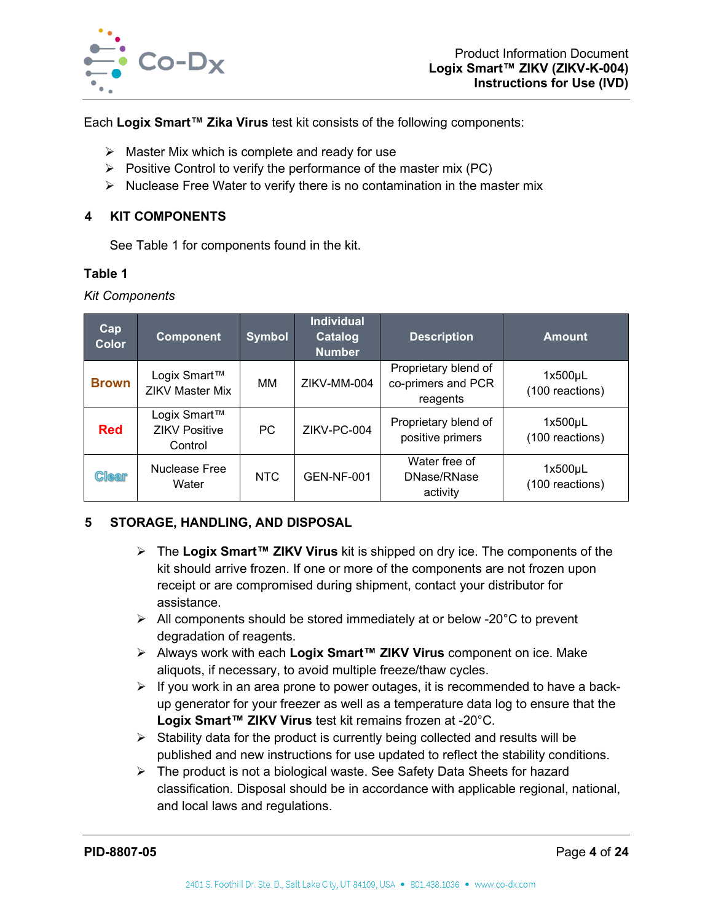Each **Logix Smart™ Zika Virus** test kit consists of the following components:

- Master Mix which is complete and ready for use
- Positive Control to verify the performance of the master mix (PC)
- Nuclease Free Water to verify there is no contamination in the master mix

## 4 KIT COMPONENTS

See Table 1 for components found in the kit.

**Table 1**

*Kit Components*

| Cap Color | Component | Symbol | Individual Catalog Number | Description | Amount |
|---|---|---|---|---|---|
| **Brown** | Logix Smart™ ZIKV Master Mix | MM | ZIKV-MM-004 | Proprietary blend of co-primers and PCR reagents | 1x500µL (100 reactions) |
| **Red** | Logix Smart™ ZIKV Positive Control | PC | ZIKV-PC-004 | Proprietary blend of positive primers | 1x500µL (100 reactions) |
| **Clear** | Nuclease Free Water | NTC | GEN-NF-001 | Water free of DNase/RNase activity | 1x500µL (100 reactions) |

## 5 STORAGE, HANDLING, AND DISPOSAL

- The **Logix Smart™ ZIKV Virus** kit is shipped on dry ice. The components of the kit should arrive frozen. If one or more of the components are not frozen upon receipt or are compromised during shipment, contact your distributor for assistance.
- All components should be stored immediately at or below -20°C to prevent degradation of reagents.
- Always work with each **Logix Smart™ ZIKV Virus** component on ice. Make aliquots, if necessary, to avoid multiple freeze/thaw cycles.
- If you work in an area prone to power outages, it is recommended to have a back-up generator for your freezer as well as a temperature data log to ensure that the **Logix Smart™ ZIKV Virus** test kit remains frozen at -20°C.
- Stability data for the product is currently being collected and results will be published and new instructions for use updated to reflect the stability conditions.
- The product is not a biological waste. See Safety Data Sheets for hazard classification. Disposal should be in accordance with applicable regional, national, and local laws and regulations.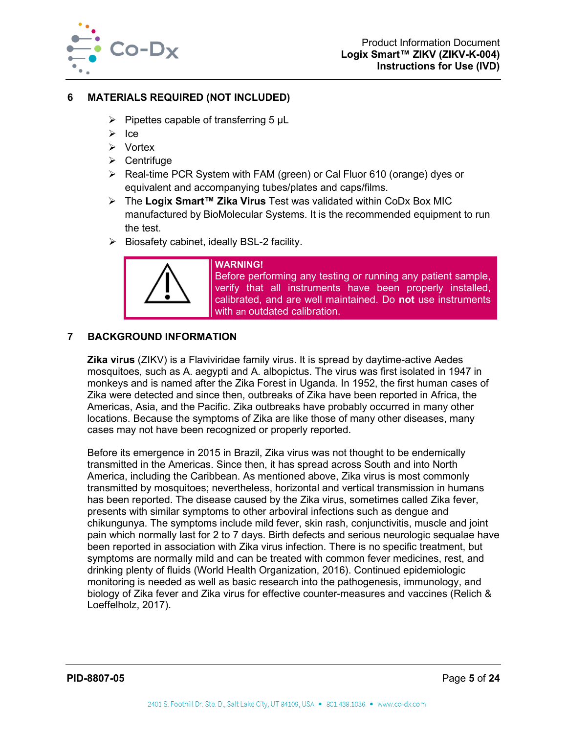## 6 MATERIALS REQUIRED (NOT INCLUDED)

- Pipettes capable of transferring 5 µL
- Ice
- Vortex
- Centrifuge
- Real-time PCR System with FAM (green) or Cal Fluor 610 (orange) dyes or equivalent and accompanying tubes/plates and caps/films.
- The **Logix Smart™ Zika Virus** Test was validated within CoDx Box MIC manufactured by BioMolecular Systems. It is the recommended equipment to run the test.
- Biosafety cabinet, ideally BSL-2 facility.

> **WARNING!**
> Before performing any testing or running any patient sample, verify that all instruments have been properly installed, calibrated, and are well maintained. Do **not** use instruments with an outdated calibration.

## 7 BACKGROUND INFORMATION

**Zika virus** (ZIKV) is a Flaviviridae family virus. It is spread by daytime-active Aedes mosquitoes, such as A. aegypti and A. albopictus. The virus was first isolated in 1947 in monkeys and is named after the Zika Forest in Uganda. In 1952, the first human cases of Zika were detected and since then, outbreaks of Zika have been reported in Africa, the Americas, Asia, and the Pacific. Zika outbreaks have probably occurred in many other locations. Because the symptoms of Zika are like those of many other diseases, many cases may not have been recognized or properly reported.

Before its emergence in 2015 in Brazil, Zika virus was not thought to be endemically transmitted in the Americas. Since then, it has spread across South and into North America, including the Caribbean. As mentioned above, Zika virus is most commonly transmitted by mosquitoes; nevertheless, horizontal and vertical transmission in humans has been reported. The disease caused by the Zika virus, sometimes called Zika fever, presents with similar symptoms to other arboviral infections such as dengue and chikungunya. The symptoms include mild fever, skin rash, conjunctivitis, muscle and joint pain which normally last for 2 to 7 days. Birth defects and serious neurologic sequalae have been reported in association with Zika virus infection. There is no specific treatment, but symptoms are normally mild and can be treated with common fever medicines, rest, and drinking plenty of fluids (World Health Organization, 2016). Continued epidemiologic monitoring is needed as well as basic research into the pathogenesis, immunology, and biology of Zika fever and Zika virus for effective counter-measures and vaccines (Relich & Loeffelholz, 2017).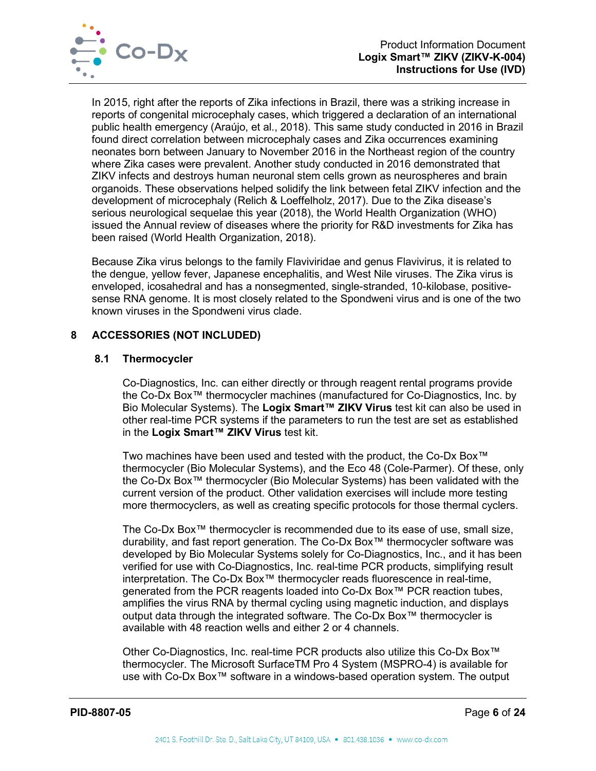In 2015, right after the reports of Zika infections in Brazil, there was a striking increase in reports of congenital microcephaly cases, which triggered a declaration of an international public health emergency (Araújo, et al., 2018). This same study conducted in 2016 in Brazil found direct correlation between microcephaly cases and Zika occurrences examining neonates born between January to November 2016 in the Northeast region of the country where Zika cases were prevalent. Another study conducted in 2016 demonstrated that ZIKV infects and destroys human neuronal stem cells grown as neurospheres and brain organoids. These observations helped solidify the link between fetal ZIKV infection and the development of microcephaly (Relich & Loeffelholz, 2017). Due to the Zika disease's serious neurological sequelae this year (2018), the World Health Organization (WHO) issued the Annual review of diseases where the priority for R&D investments for Zika has been raised (World Health Organization, 2018).

Because Zika virus belongs to the family Flaviviridae and genus Flavivirus, it is related to the dengue, yellow fever, Japanese encephalitis, and West Nile viruses. The Zika virus is enveloped, icosahedral and has a nonsegmented, single-stranded, 10-kilobase, positive-sense RNA genome. It is most closely related to the Spondweni virus and is one of the two known viruses in the Spondweni virus clade.

## 8 ACCESSORIES (NOT INCLUDED)

### 8.1 Thermocycler

Co-Diagnostics, Inc. can either directly or through reagent rental programs provide the Co-Dx Box™ thermocycler machines (manufactured for Co-Diagnostics, Inc. by Bio Molecular Systems). The **Logix Smart™ ZIKV Virus** test kit can also be used in other real-time PCR systems if the parameters to run the test are set as established in the **Logix Smart™ ZIKV Virus** test kit.

Two machines have been used and tested with the product, the Co-Dx Box™ thermocycler (Bio Molecular Systems), and the Eco 48 (Cole-Parmer). Of these, only the Co-Dx Box™ thermocycler (Bio Molecular Systems) has been validated with the current version of the product. Other validation exercises will include more testing more thermocyclers, as well as creating specific protocols for those thermal cyclers.

The Co-Dx Box™ thermocycler is recommended due to its ease of use, small size, durability, and fast report generation. The Co-Dx Box™ thermocycler software was developed by Bio Molecular Systems solely for Co-Diagnostics, Inc., and it has been verified for use with Co-Diagnostics, Inc. real-time PCR products, simplifying result interpretation. The Co-Dx Box™ thermocycler reads fluorescence in real-time, generated from the PCR reagents loaded into Co-Dx Box™ PCR reaction tubes, amplifies the virus RNA by thermal cycling using magnetic induction, and displays output data through the integrated software. The Co-Dx Box™ thermocycler is available with 48 reaction wells and either 2 or 4 channels.

Other Co-Diagnostics, Inc. real-time PCR products also utilize this Co-Dx Box™ thermocycler. The Microsoft SurfaceTM Pro 4 System (MSPRO-4) is available for use with Co-Dx Box™ software in a windows-based operation system. The output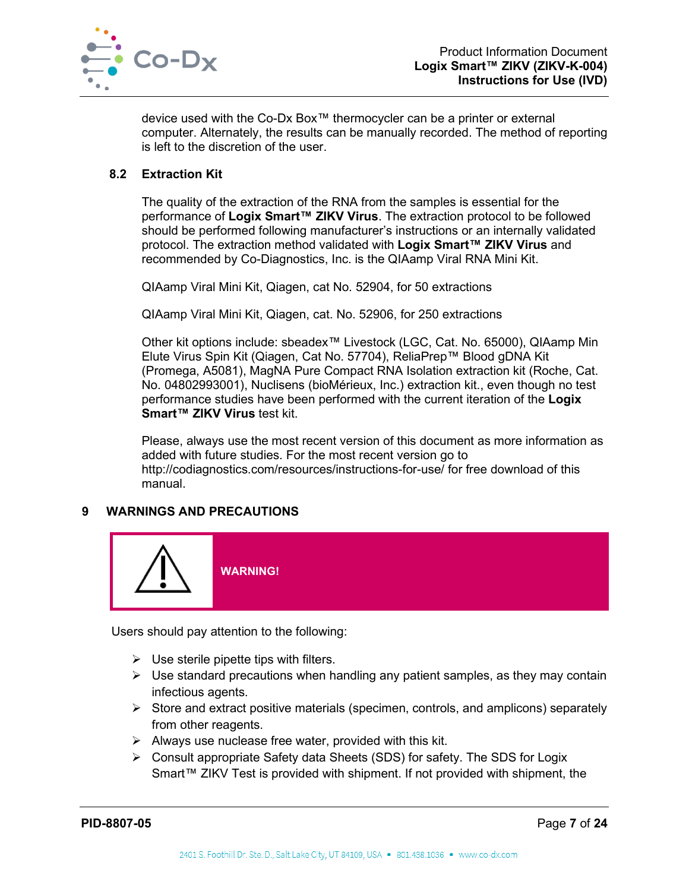device used with the Co-Dx Box™ thermocycler can be a printer or external computer. Alternately, the results can be manually recorded. The method of reporting is left to the discretion of the user.

### 8.2 Extraction Kit

The quality of the extraction of the RNA from the samples is essential for the performance of **Logix Smart™ ZIKV Virus**. The extraction protocol to be followed should be performed following manufacturer's instructions or an internally validated protocol. The extraction method validated with **Logix Smart™ ZIKV Virus** and recommended by Co-Diagnostics, Inc. is the QIAamp Viral RNA Mini Kit.

QIAamp Viral Mini Kit, Qiagen, cat No. 52904, for 50 extractions

QIAamp Viral Mini Kit, Qiagen, cat. No. 52906, for 250 extractions

Other kit options include: sbeadex™ Livestock (LGC, Cat. No. 65000), QIAamp Min Elute Virus Spin Kit (Qiagen, Cat No. 57704), ReliaPrep™ Blood gDNA Kit (Promega, A5081), MagNA Pure Compact RNA Isolation extraction kit (Roche, Cat. No. 04802993001), Nuclisens (bioMérieux, Inc.) extraction kit., even though no test performance studies have been performed with the current iteration of the **Logix Smart™ ZIKV Virus** test kit.

Please, always use the most recent version of this document as more information as added with future studies. For the most recent version go to http://codiagnostics.com/resources/instructions-for-use/ for free download of this manual.

## 9 WARNINGS AND PRECAUTIONS

**WARNING!**

Users should pay attention to the following:

- Use sterile pipette tips with filters.
- Use standard precautions when handling any patient samples, as they may contain infectious agents.
- Store and extract positive materials (specimen, controls, and amplicons) separately from other reagents.
- Always use nuclease free water, provided with this kit.
- Consult appropriate Safety data Sheets (SDS) for safety. The SDS for Logix Smart™ ZIKV Test is provided with shipment. If not provided with shipment, the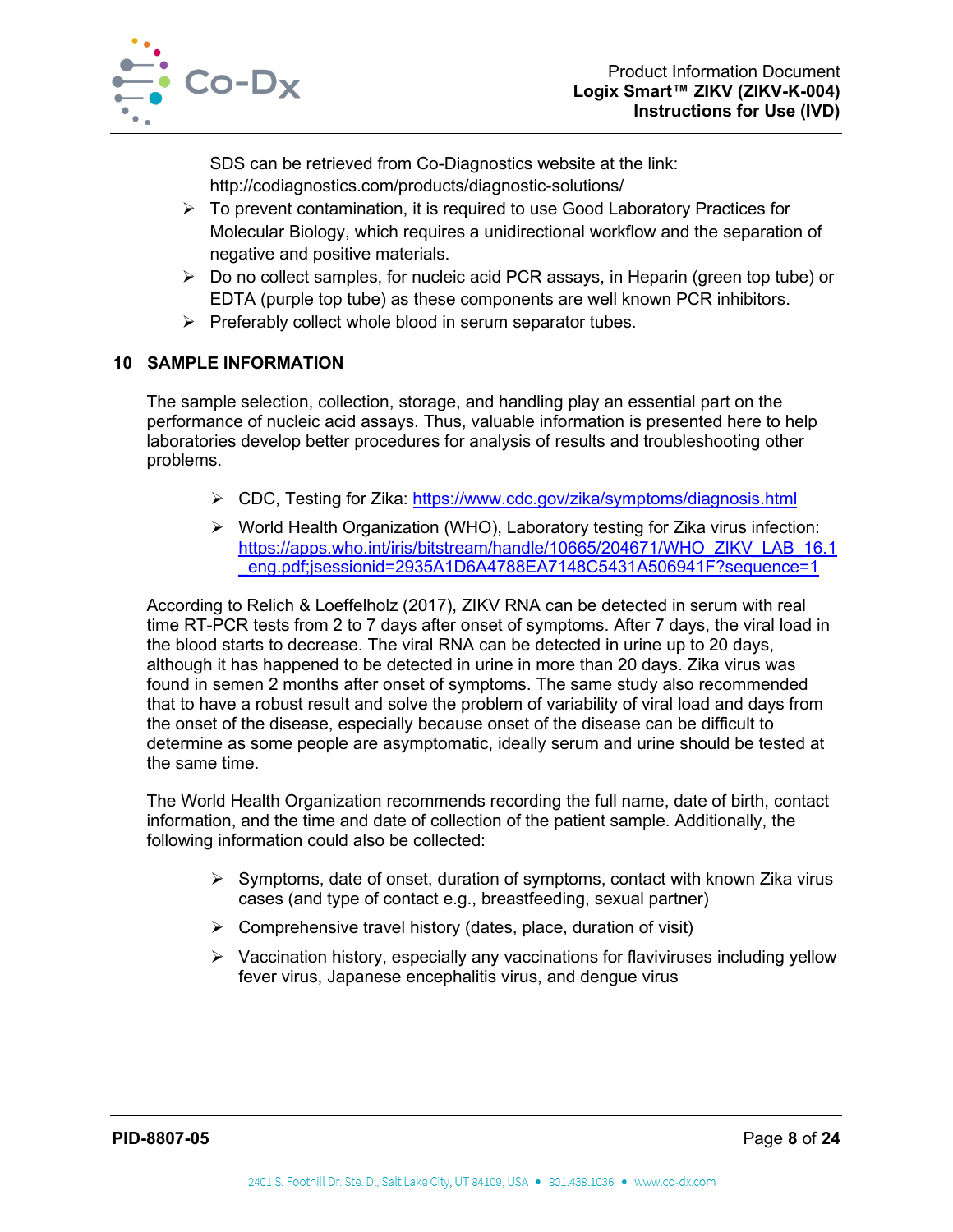SDS can be retrieved from Co-Diagnostics website at the link: http://codiagnostics.com/products/diagnostic-solutions/

- To prevent contamination, it is required to use Good Laboratory Practices for Molecular Biology, which requires a unidirectional workflow and the separation of negative and positive materials.
- Do no collect samples, for nucleic acid PCR assays, in Heparin (green top tube) or EDTA (purple top tube) as these components are well known PCR inhibitors.
- Preferably collect whole blood in serum separator tubes.

## 10 SAMPLE INFORMATION

The sample selection, collection, storage, and handling play an essential part on the performance of nucleic acid assays. Thus, valuable information is presented here to help laboratories develop better procedures for analysis of results and troubleshooting other problems.

- CDC, Testing for Zika: https://www.cdc.gov/zika/symptoms/diagnosis.html
- World Health Organization (WHO), Laboratory testing for Zika virus infection: https://apps.who.int/iris/bitstream/handle/10665/204671/WHO_ZIKV_LAB_16.1_eng.pdf;jsessionid=2935A1D6A4788EA7148C5431A506941F?sequence=1

According to Relich & Loeffelholz (2017), ZIKV RNA can be detected in serum with real time RT-PCR tests from 2 to 7 days after onset of symptoms. After 7 days, the viral load in the blood starts to decrease. The viral RNA can be detected in urine up to 20 days, although it has happened to be detected in urine in more than 20 days. Zika virus was found in semen 2 months after onset of symptoms. The same study also recommended that to have a robust result and solve the problem of variability of viral load and days from the onset of the disease, especially because onset of the disease can be difficult to determine as some people are asymptomatic, ideally serum and urine should be tested at the same time.

The World Health Organization recommends recording the full name, date of birth, contact information, and the time and date of collection of the patient sample. Additionally, the following information could also be collected:

- Symptoms, date of onset, duration of symptoms, contact with known Zika virus cases (and type of contact e.g., breastfeeding, sexual partner)
- Comprehensive travel history (dates, place, duration of visit)
- Vaccination history, especially any vaccinations for flaviviruses including yellow fever virus, Japanese encephalitis virus, and dengue virus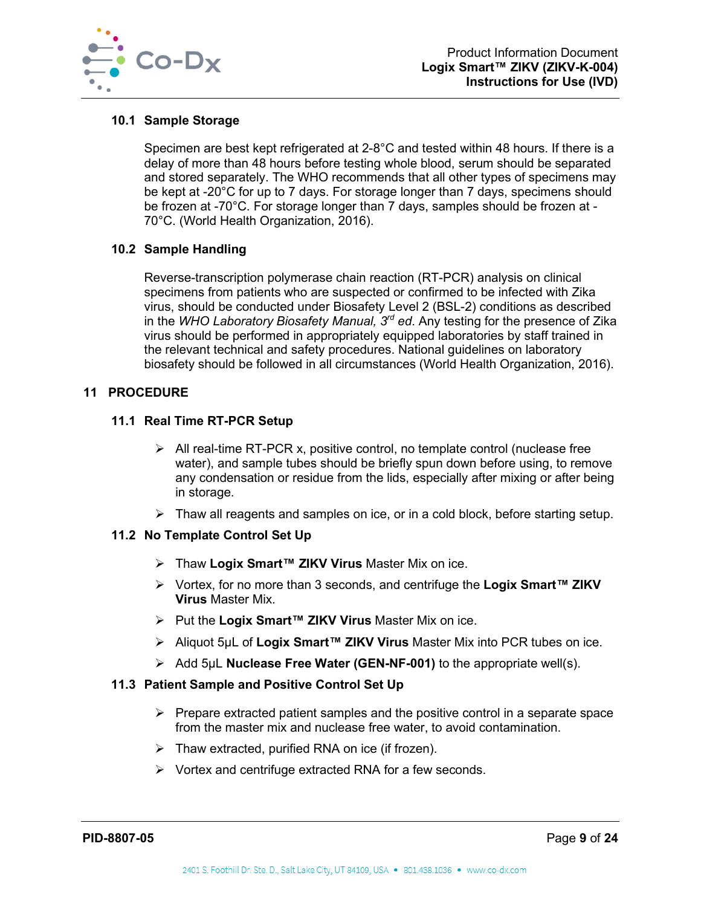### 10.1 Sample Storage

Specimen are best kept refrigerated at 2-8°C and tested within 48 hours. If there is a delay of more than 48 hours before testing whole blood, serum should be separated and stored separately. The WHO recommends that all other types of specimens may be kept at -20°C for up to 7 days. For storage longer than 7 days, specimens should be frozen at -70°C. For storage longer than 7 days, samples should be frozen at -70°C. (World Health Organization, 2016).

### 10.2 Sample Handling

Reverse-transcription polymerase chain reaction (RT-PCR) analysis on clinical specimens from patients who are suspected or confirmed to be infected with Zika virus, should be conducted under Biosafety Level 2 (BSL-2) conditions as described in the *WHO Laboratory Biosafety Manual, 3rd ed*. Any testing for the presence of Zika virus should be performed in appropriately equipped laboratories by staff trained in the relevant technical and safety procedures. National guidelines on laboratory biosafety should be followed in all circumstances (World Health Organization, 2016).

## 11 PROCEDURE

### 11.1 Real Time RT-PCR Setup

- All real-time RT-PCR x, positive control, no template control (nuclease free water), and sample tubes should be briefly spun down before using, to remove any condensation or residue from the lids, especially after mixing or after being in storage.
- Thaw all reagents and samples on ice, or in a cold block, before starting setup.

### 11.2 No Template Control Set Up

- Thaw **Logix Smart™ ZIKV Virus** Master Mix on ice.
- Vortex, for no more than 3 seconds, and centrifuge the **Logix Smart™ ZIKV Virus** Master Mix.
- Put the **Logix Smart™ ZIKV Virus** Master Mix on ice.
- Aliquot 5µL of **Logix Smart™ ZIKV Virus** Master Mix into PCR tubes on ice.
- Add 5µL **Nuclease Free Water (GEN-NF-001)** to the appropriate well(s).

### 11.3 Patient Sample and Positive Control Set Up

- Prepare extracted patient samples and the positive control in a separate space from the master mix and nuclease free water, to avoid contamination.
- Thaw extracted, purified RNA on ice (if frozen).
- Vortex and centrifuge extracted RNA for a few seconds.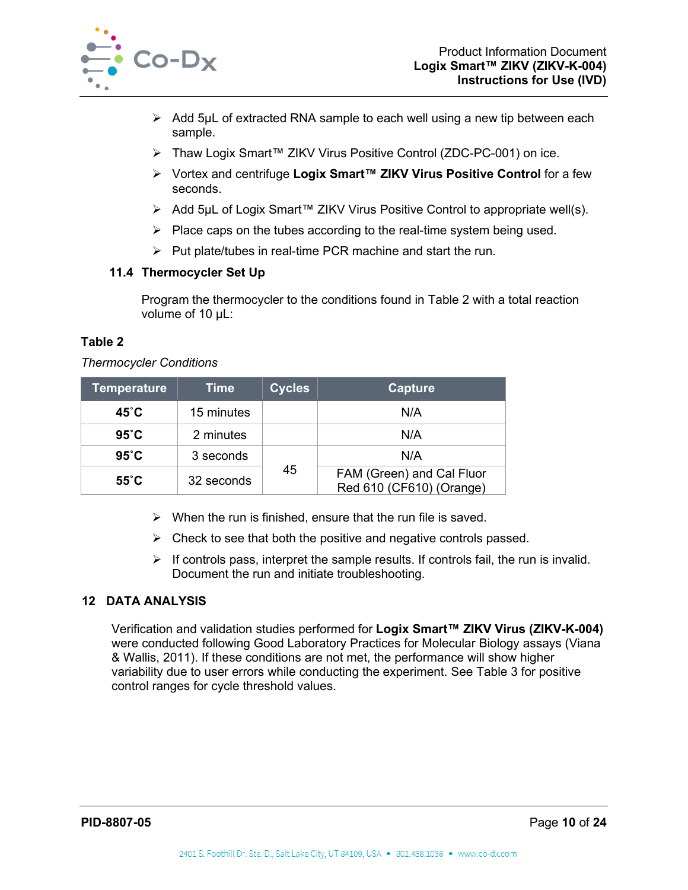- Add 5µL of extracted RNA sample to each well using a new tip between each sample.
- Thaw Logix Smart™ ZIKV Virus Positive Control (ZDC-PC-001) on ice.
- Vortex and centrifuge **Logix Smart™ ZIKV Virus Positive Control** for a few seconds.
- Add 5µL of Logix Smart™ ZIKV Virus Positive Control to appropriate well(s).
- Place caps on the tubes according to the real-time system being used.
- Put plate/tubes in real-time PCR machine and start the run.

### 11.4 Thermocycler Set Up

Program the thermocycler to the conditions found in Table 2 with a total reaction volume of 10 µL:

**Table 2**

*Thermocycler Conditions*

| Temperature | Time | Cycles | Capture |
|---|---|---|---|
| **45˚C** | 15 minutes | | N/A |
| **95˚C** | 2 minutes | | N/A |
| **95˚C** | 3 seconds | 45 | N/A |
| **55˚C** | 32 seconds | | FAM (Green) and Cal Fluor Red 610 (CF610) (Orange) |

- When the run is finished, ensure that the run file is saved.
- Check to see that both the positive and negative controls passed.
- If controls pass, interpret the sample results. If controls fail, the run is invalid. Document the run and initiate troubleshooting.

## 12 DATA ANALYSIS

Verification and validation studies performed for **Logix Smart™ ZIKV Virus (ZIKV-K-004)** were conducted following Good Laboratory Practices for Molecular Biology assays (Viana & Wallis, 2011). If these conditions are not met, the performance will show higher variability due to user errors while conducting the experiment. See Table 3 for positive control ranges for cycle threshold values.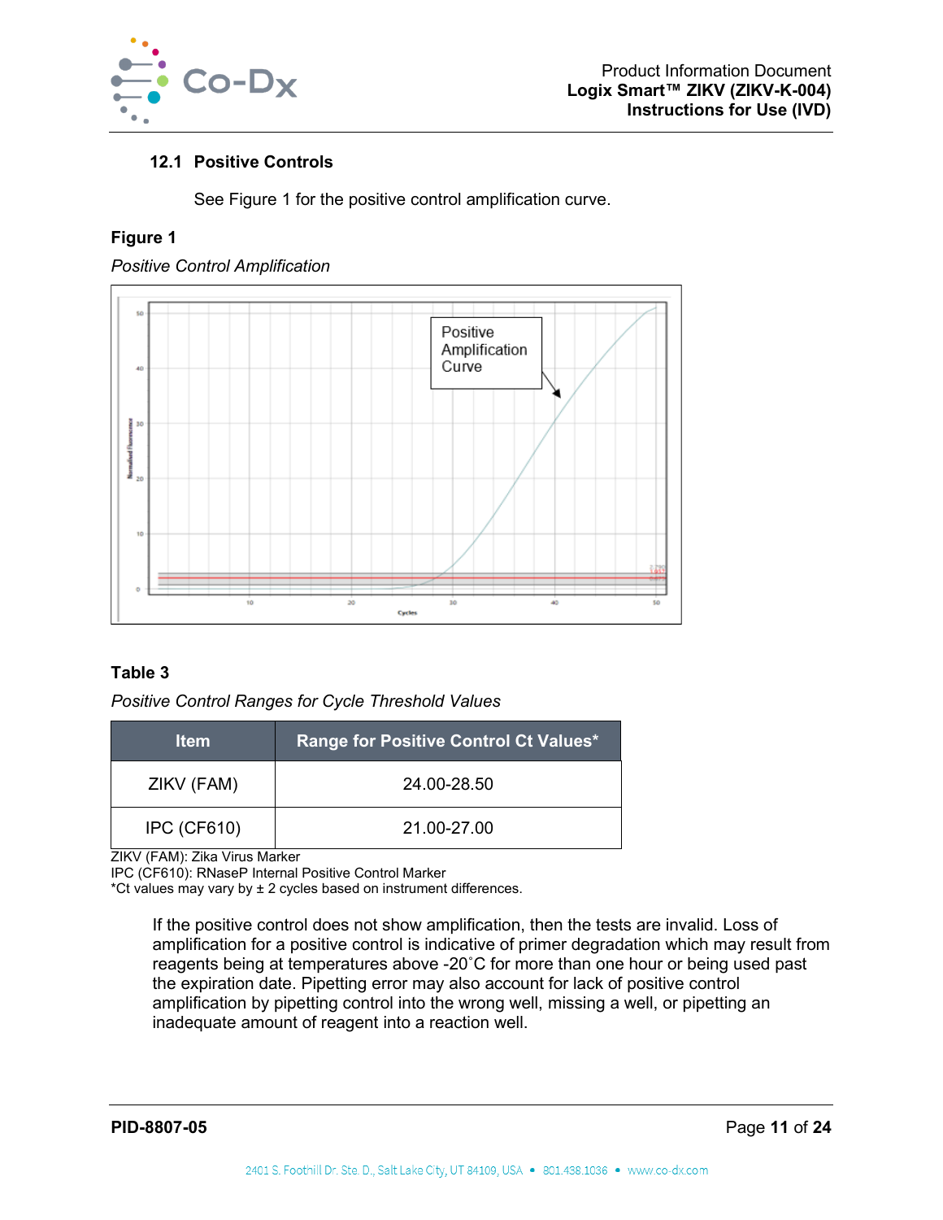### 12.1 Positive Controls

See Figure 1 for the positive control amplification curve.

**Figure 1**

*Positive Control Amplification*

**Table 3**

*Positive Control Ranges for Cycle Threshold Values*

| Item | Range for Positive Control Ct Values* |
|---|---|
| ZIKV (FAM) | 24.00-28.50 |
| IPC (CF610) | 21.00-27.00 |

ZIKV (FAM): Zika Virus Marker
IPC (CF610): RNaseP Internal Positive Control Marker
*Ct values may vary by ± 2 cycles based on instrument differences.

If the positive control does not show amplification, then the tests are invalid. Loss of amplification for a positive control is indicative of primer degradation which may result from reagents being at temperatures above -20˚C for more than one hour or being used past the expiration date. Pipetting error may also account for lack of positive control amplification by pipetting control into the wrong well, missing a well, or pipetting an inadequate amount of reagent into a reaction well.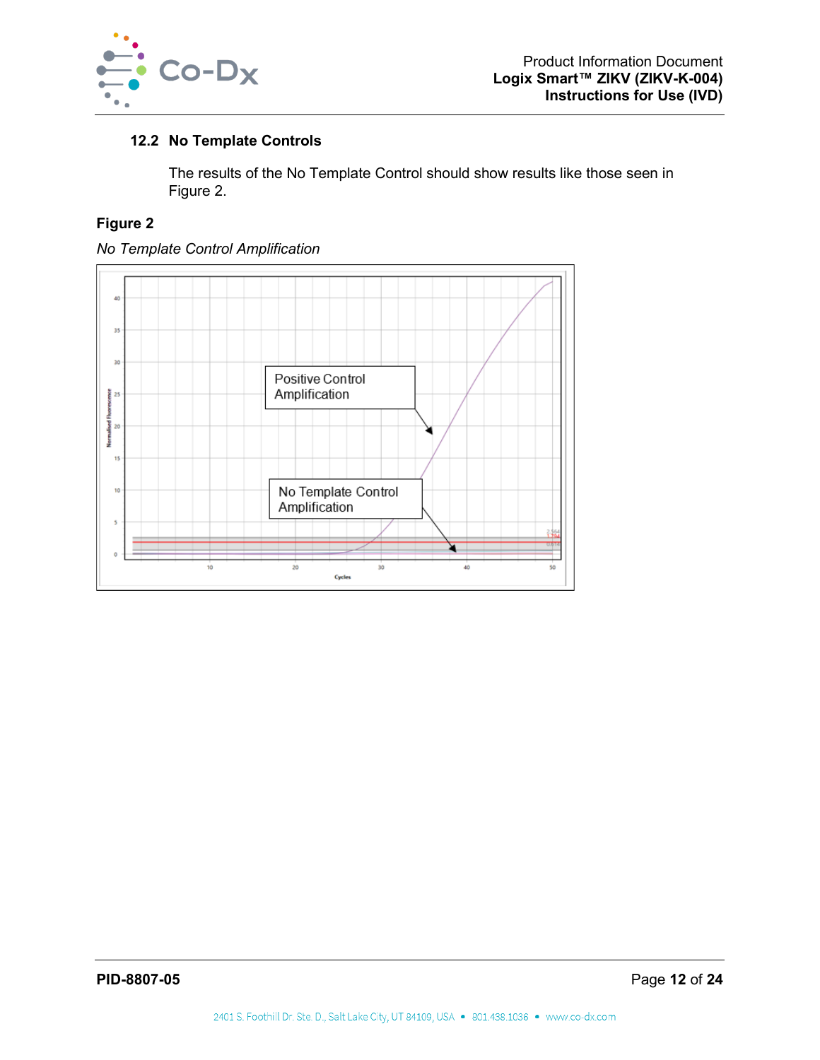### 12.2 No Template Controls

The results of the No Template Control should show results like those seen in Figure 2.

**Figure 2**

*No Template Control Amplification*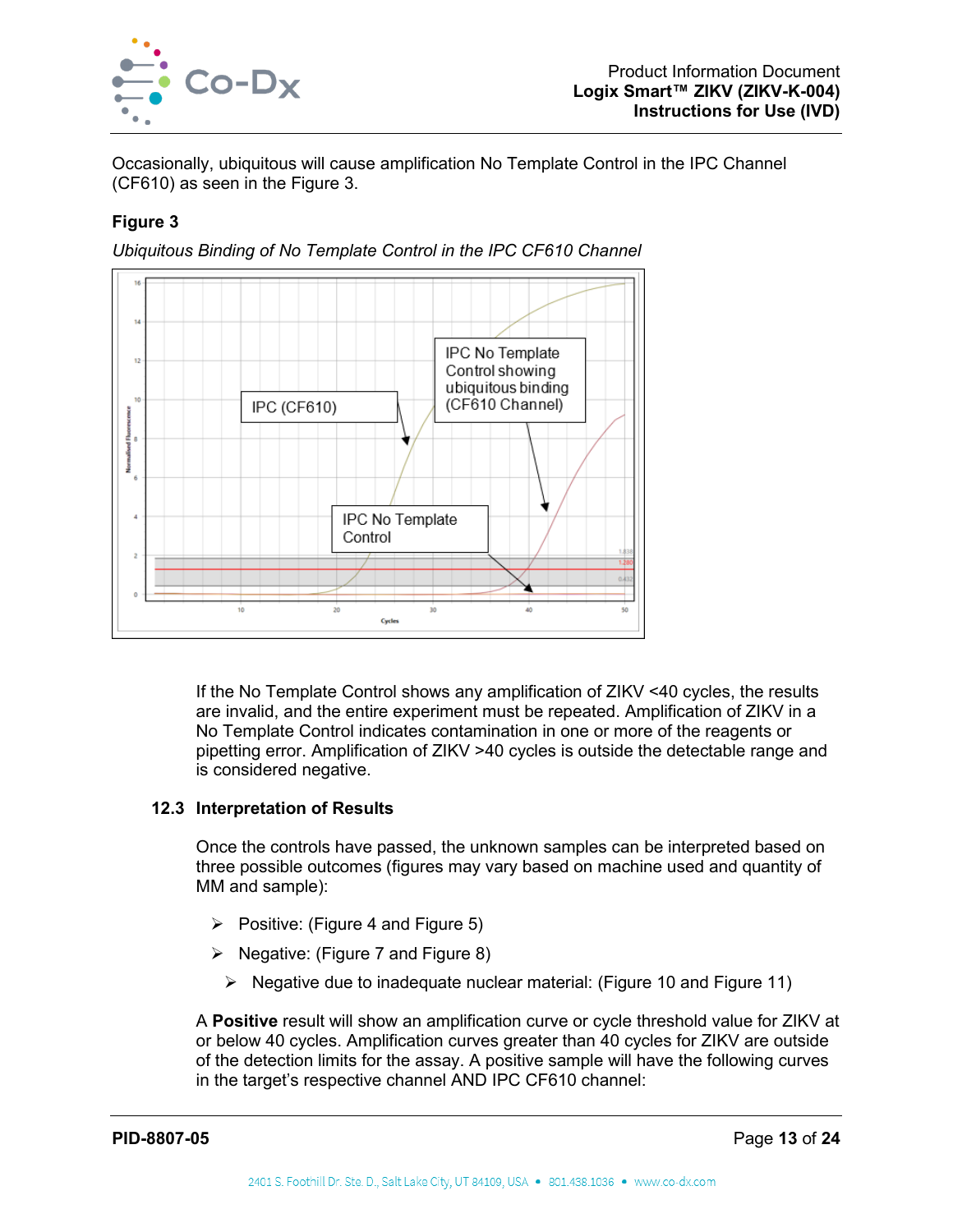Occasionally, ubiquitous will cause amplification No Template Control in the IPC Channel (CF610) as seen in the Figure 3.

**Figure 3**

*Ubiquitous Binding of No Template Control in the IPC CF610 Channel*

If the No Template Control shows any amplification of ZIKV <40 cycles, the results are invalid, and the entire experiment must be repeated. Amplification of ZIKV in a No Template Control indicates contamination in one or more of the reagents or pipetting error. Amplification of ZIKV >40 cycles is outside the detectable range and is considered negative.

### 12.3 Interpretation of Results

Once the controls have passed, the unknown samples can be interpreted based on three possible outcomes (figures may vary based on machine used and quantity of MM and sample):

- Positive: (Figure 4 and Figure 5)
- Negative: (Figure 7 and Figure 8)
- Negative due to inadequate nuclear material: (Figure 10 and Figure 11)

A **Positive** result will show an amplification curve or cycle threshold value for ZIKV at or below 40 cycles. Amplification curves greater than 40 cycles for ZIKV are outside of the detection limits for the assay. A positive sample will have the following curves in the target's respective channel AND IPC CF610 channel: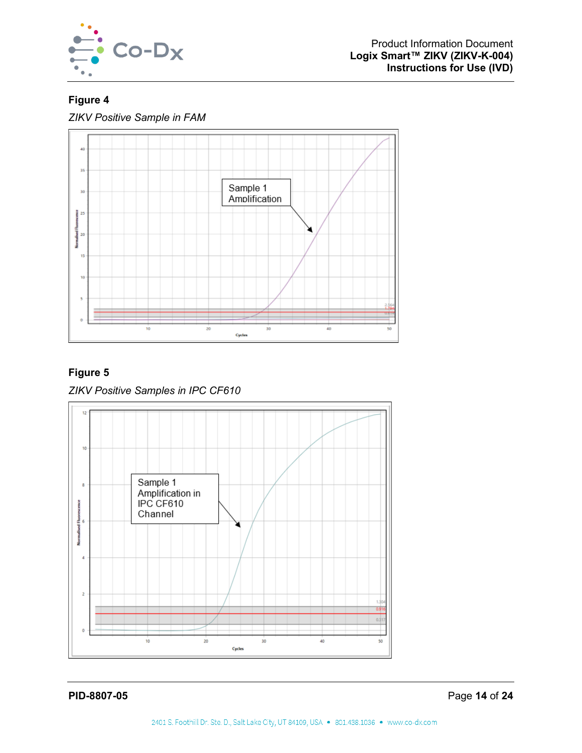**Figure 4**

*ZIKV Positive Sample in FAM*

**Figure 5**

*ZIKV Positive Samples in IPC CF610*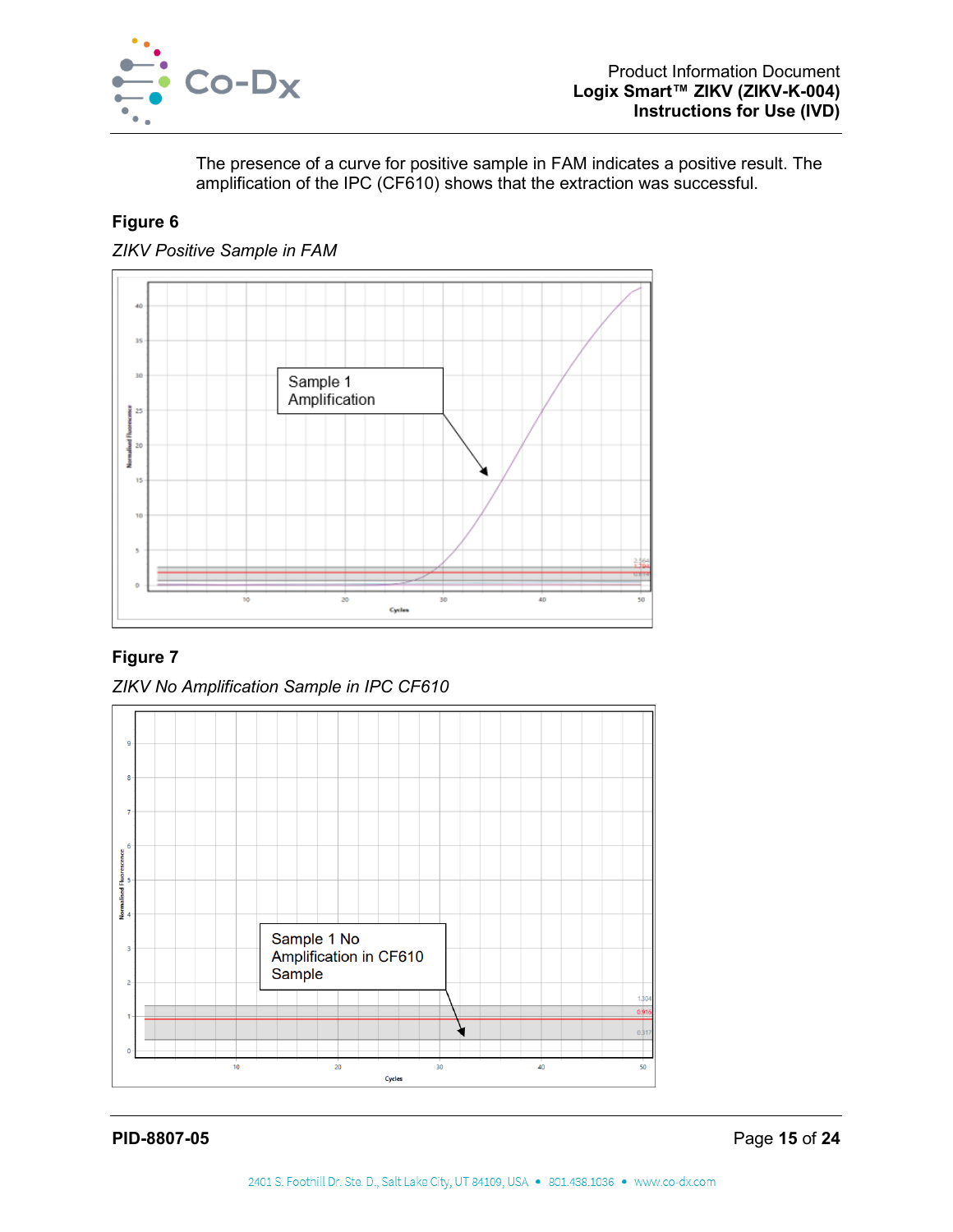The presence of a curve for positive sample in FAM indicates a positive result. The amplification of the IPC (CF610) shows that the extraction was successful.

**Figure 6**

*ZIKV Positive Sample in FAM*

Sample 1 Amplification

**Figure 7**

*ZIKV No Amplification Sample in IPC CF610*

Sample 1 No Amplification in CF610 Sample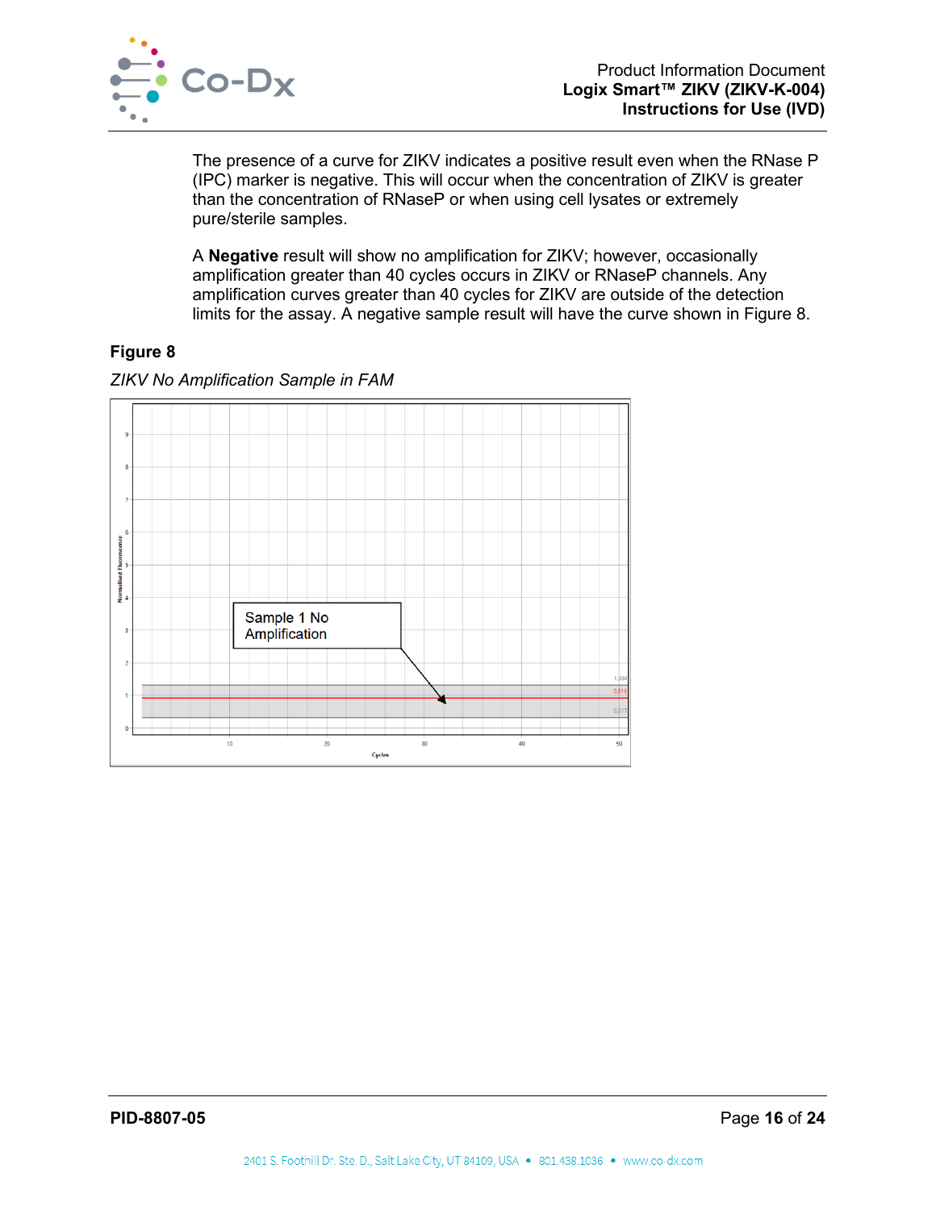The presence of a curve for ZIKV indicates a positive result even when the RNase P (IPC) marker is negative. This will occur when the concentration of ZIKV is greater than the concentration of RNaseP or when using cell lysates or extremely pure/sterile samples.

A **Negative** result will show no amplification for ZIKV; however, occasionally amplification greater than 40 cycles occurs in ZIKV or RNaseP channels. Any amplification curves greater than 40 cycles for ZIKV are outside of the detection limits for the assay. A negative sample result will have the curve shown in Figure 8.

**Figure 8**

*ZIKV No Amplification Sample in FAM*

Sample 1 No Amplification

Normalised Fluorescence

Cycles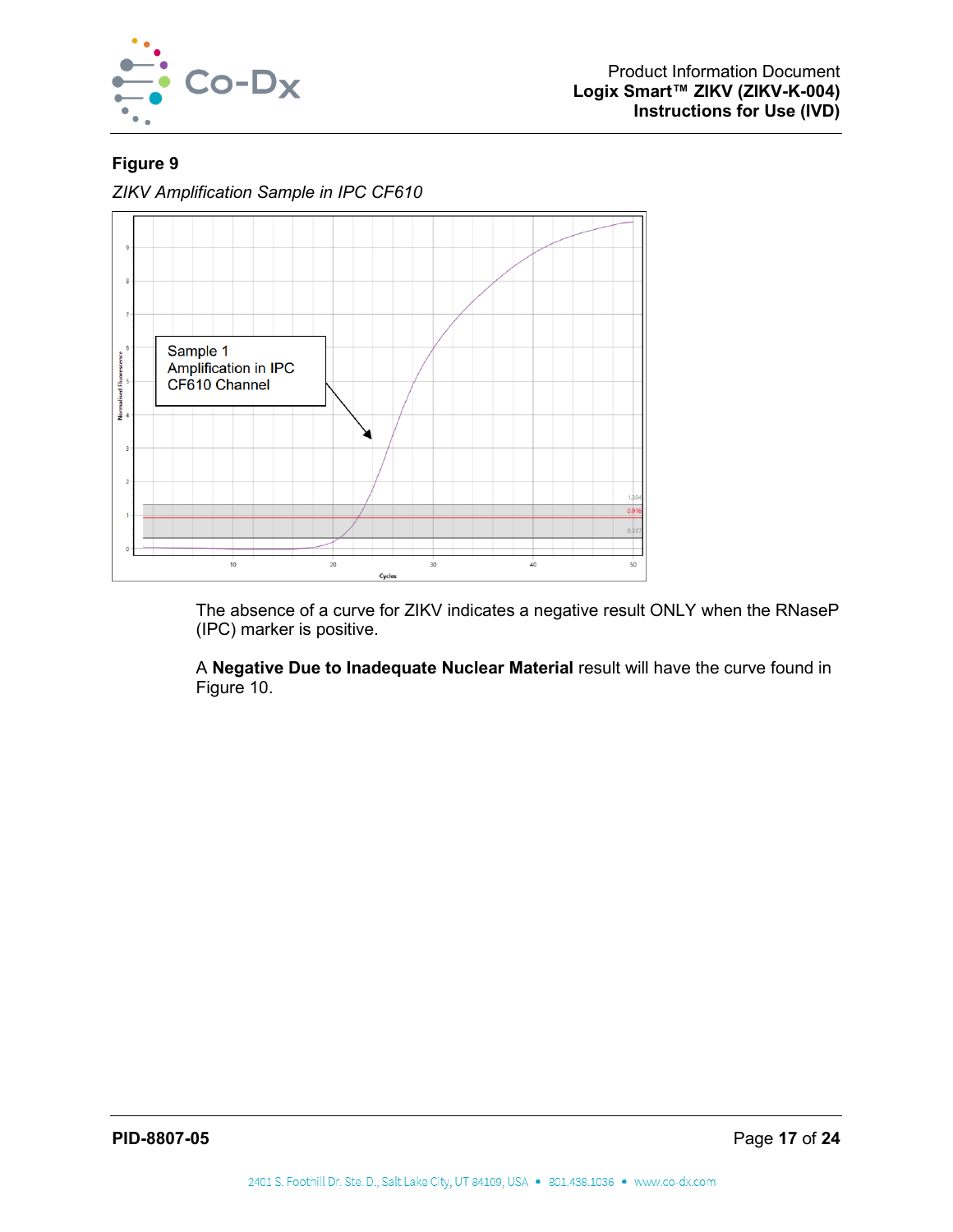**Figure 9**

*ZIKV Amplification Sample in IPC CF610*

The absence of a curve for ZIKV indicates a negative result ONLY when the RNaseP (IPC) marker is positive.

A **Negative Due to Inadequate Nuclear Material** result will have the curve found in Figure 10.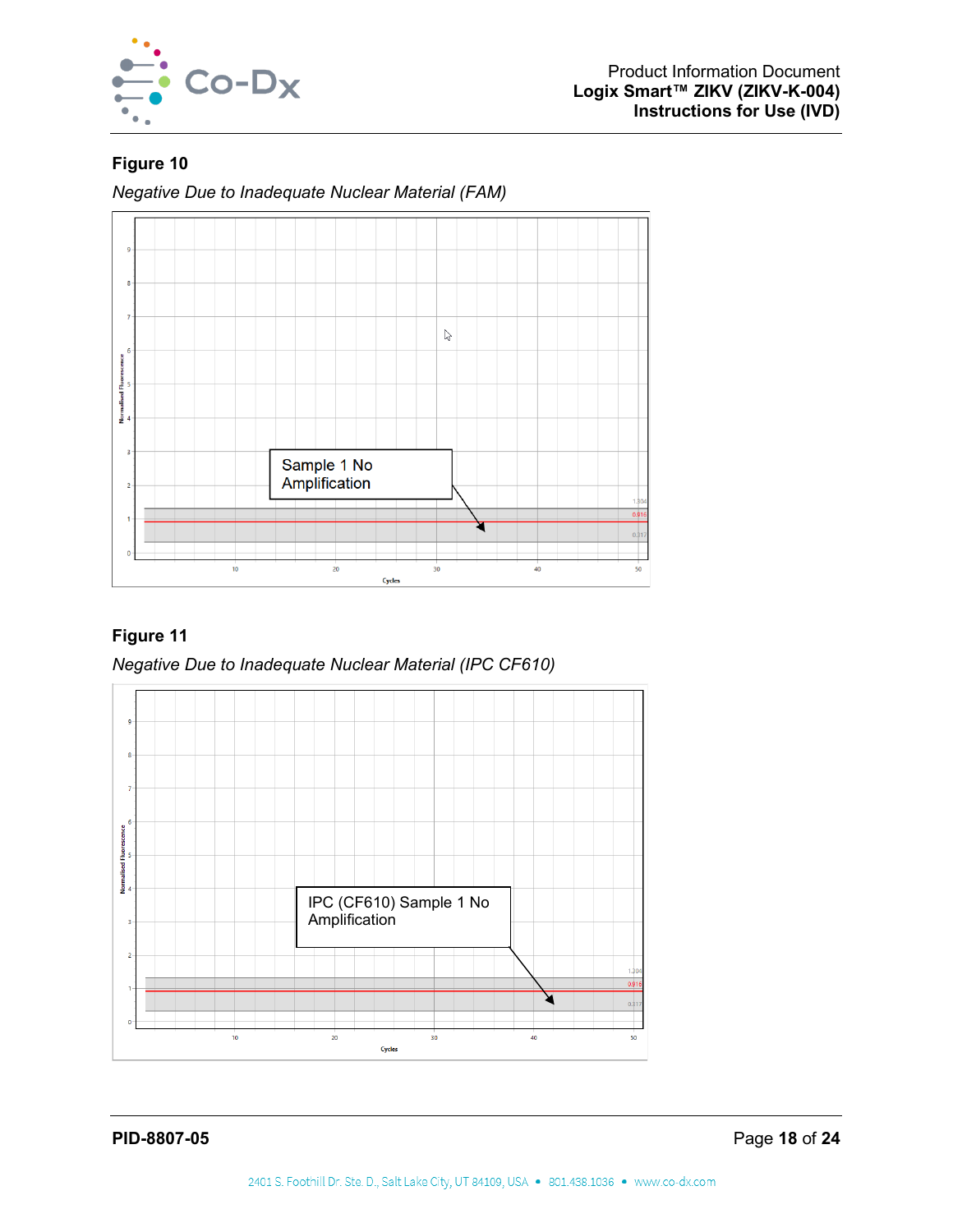**Figure 10**

*Negative Due to Inadequate Nuclear Material (FAM)*

Sample 1 No Amplification

**Figure 11**

*Negative Due to Inadequate Nuclear Material (IPC CF610)*

IPC (CF610) Sample 1 No Amplification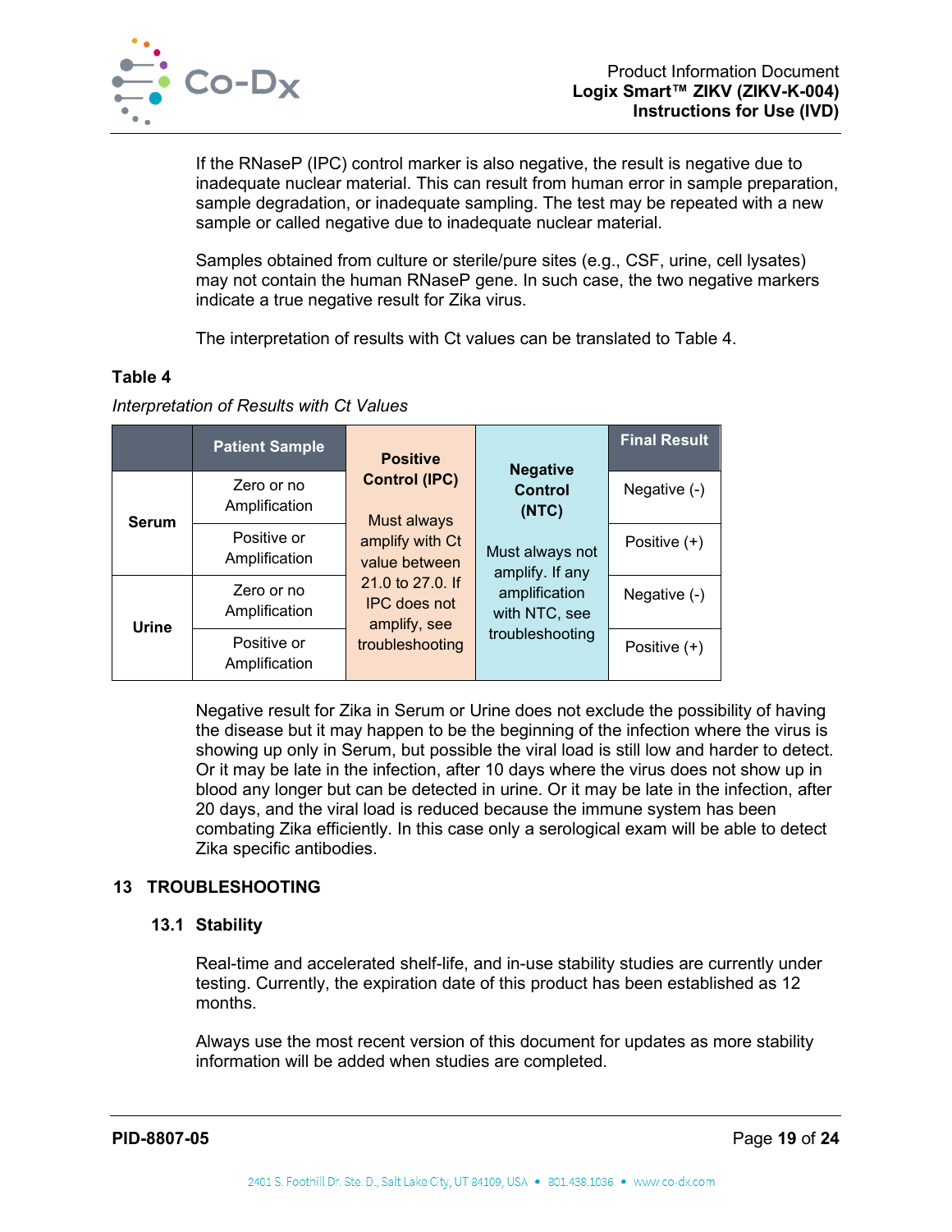If the RNaseP (IPC) control marker is also negative, the result is negative due to inadequate nuclear material. This can result from human error in sample preparation, sample degradation, or inadequate sampling. The test may be repeated with a new sample or called negative due to inadequate nuclear material.

Samples obtained from culture or sterile/pure sites (e.g., CSF, urine, cell lysates) may not contain the human RNaseP gene. In such case, the two negative markers indicate a true negative result for Zika virus.

The interpretation of results with Ct values can be translated to Table 4.

**Table 4**

*Interpretation of Results with Ct Values*

| | Patient Sample | Positive Control (IPC) | Negative Control (NTC) | Final Result |
|---|---|---|---|---|
| Serum | Zero or no Amplification | Must always amplify with Ct value between 21.0 to 27.0. If IPC does not amplify, see troubleshooting | Must always not amplify. If any amplification with NTC, see troubleshooting | Negative (-) |
| | Positive or Amplification | | | Positive (+) |
| Urine | Zero or no Amplification | | | Negative (-) |
| | Positive or Amplification | | | Positive (+) |

Negative result for Zika in Serum or Urine does not exclude the possibility of having the disease but it may happen to be the beginning of the infection where the virus is showing up only in Serum, but possible the viral load is still low and harder to detect. Or it may be late in the infection, after 10 days where the virus does not show up in blood any longer but can be detected in urine. Or it may be late in the infection, after 20 days, and the viral load is reduced because the immune system has been combating Zika efficiently. In this case only a serological exam will be able to detect Zika specific antibodies.

## 13 TROUBLESHOOTING

### 13.1 Stability

Real-time and accelerated shelf-life, and in-use stability studies are currently under testing. Currently, the expiration date of this product has been established as 12 months.

Always use the most recent version of this document for updates as more stability information will be added when studies are completed.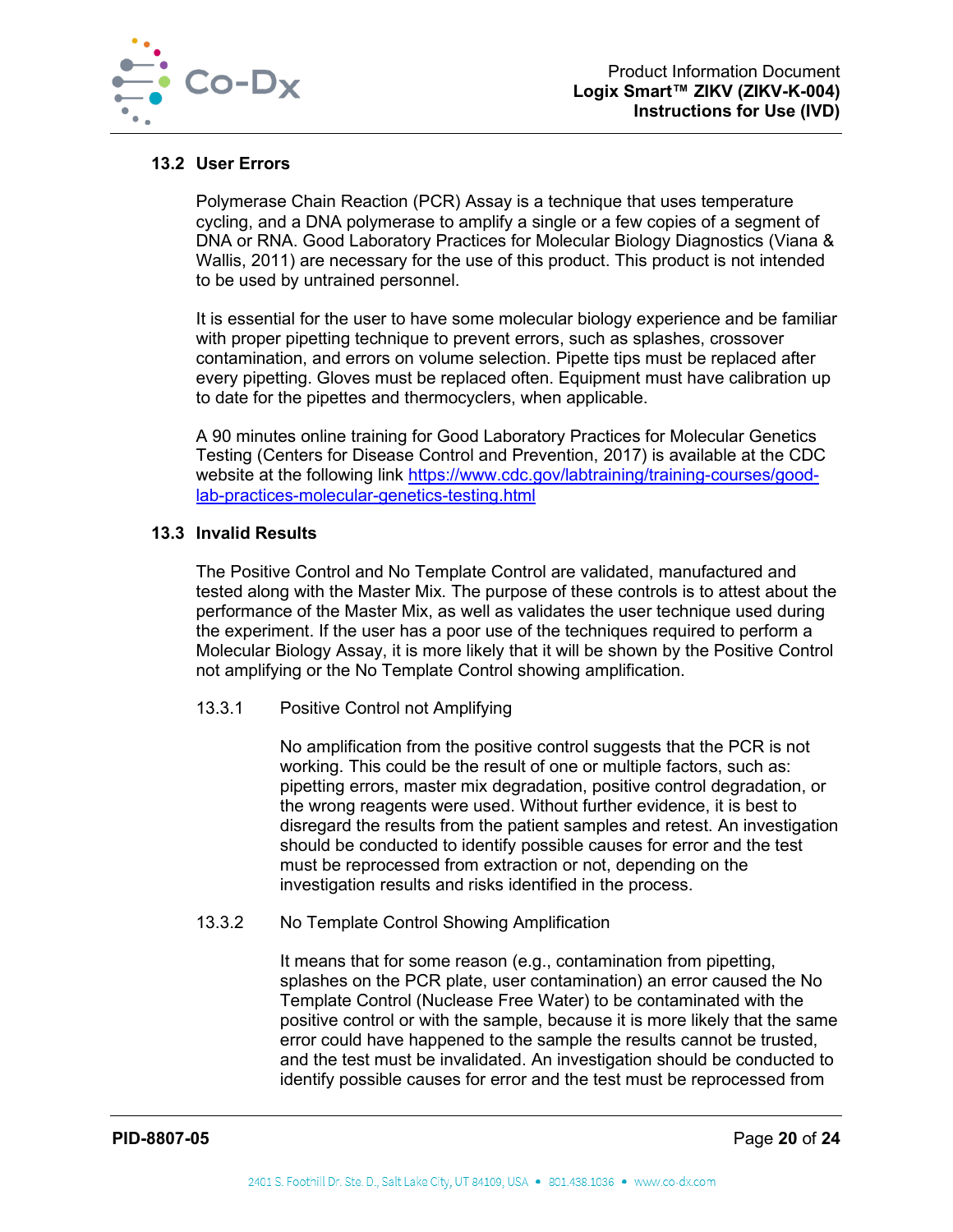### 13.2 User Errors

Polymerase Chain Reaction (PCR) Assay is a technique that uses temperature cycling, and a DNA polymerase to amplify a single or a few copies of a segment of DNA or RNA. Good Laboratory Practices for Molecular Biology Diagnostics (Viana & Wallis, 2011) are necessary for the use of this product. This product is not intended to be used by untrained personnel.

It is essential for the user to have some molecular biology experience and be familiar with proper pipetting technique to prevent errors, such as splashes, crossover contamination, and errors on volume selection. Pipette tips must be replaced after every pipetting. Gloves must be replaced often. Equipment must have calibration up to date for the pipettes and thermocyclers, when applicable.

A 90 minutes online training for Good Laboratory Practices for Molecular Genetics Testing (Centers for Disease Control and Prevention, 2017) is available at the CDC website at the following link [https://www.cdc.gov/labtraining/training-courses/good-lab-practices-molecular-genetics-testing.html](https://www.cdc.gov/labtraining/training-courses/good-lab-practices-molecular-genetics-testing.html)

### 13.3 Invalid Results

The Positive Control and No Template Control are validated, manufactured and tested along with the Master Mix. The purpose of these controls is to attest about the performance of the Master Mix, as well as validates the user technique used during the experiment. If the user has a poor use of the techniques required to perform a Molecular Biology Assay, it is more likely that it will be shown by the Positive Control not amplifying or the No Template Control showing amplification.

#### 13.3.1 Positive Control not Amplifying

No amplification from the positive control suggests that the PCR is not working. This could be the result of one or multiple factors, such as: pipetting errors, master mix degradation, positive control degradation, or the wrong reagents were used. Without further evidence, it is best to disregard the results from the patient samples and retest. An investigation should be conducted to identify possible causes for error and the test must be reprocessed from extraction or not, depending on the investigation results and risks identified in the process.

#### 13.3.2 No Template Control Showing Amplification

It means that for some reason (e.g., contamination from pipetting, splashes on the PCR plate, user contamination) an error caused the No Template Control (Nuclease Free Water) to be contaminated with the positive control or with the sample, because it is more likely that the same error could have happened to the sample the results cannot be trusted, and the test must be invalidated. An investigation should be conducted to identify possible causes for error and the test must be reprocessed from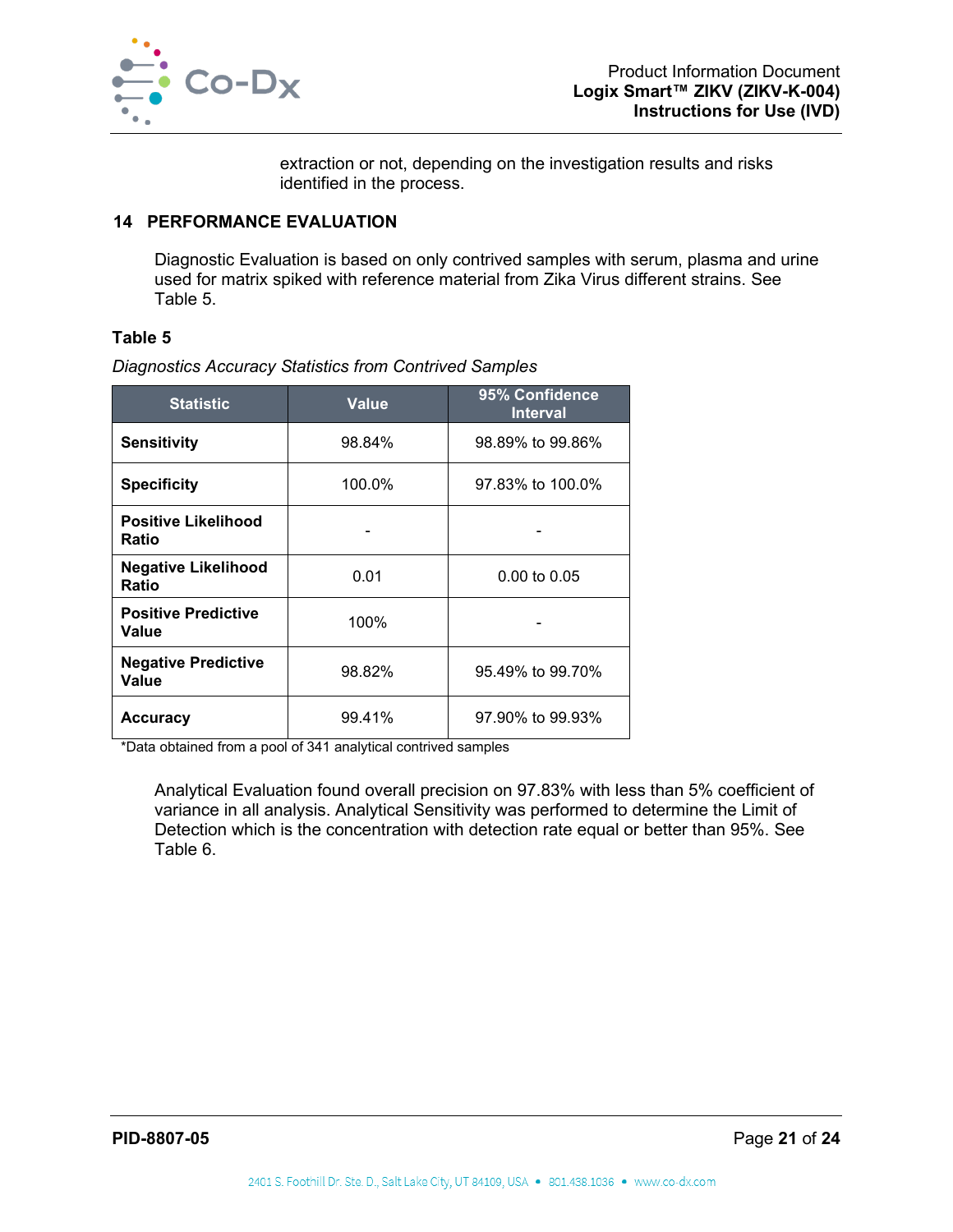extraction or not, depending on the investigation results and risks identified in the process.

## 14 PERFORMANCE EVALUATION

Diagnostic Evaluation is based on only contrived samples with serum, plasma and urine used for matrix spiked with reference material from Zika Virus different strains. See Table 5.

**Table 5**

*Diagnostics Accuracy Statistics from Contrived Samples*

| Statistic | Value | 95% Confidence Interval |
|---|---|---|
| **Sensitivity** | 98.84% | 98.89% to 99.86% |
| **Specificity** | 100.0% | 97.83% to 100.0% |
| **Positive Likelihood Ratio** | - | - |
| **Negative Likelihood Ratio** | 0.01 | 0.00 to 0.05 |
| **Positive Predictive Value** | 100% | - |
| **Negative Predictive Value** | 98.82% | 95.49% to 99.70% |
| **Accuracy** | 99.41% | 97.90% to 99.93% |

*Data obtained from a pool of 341 analytical contrived samples

Analytical Evaluation found overall precision on 97.83% with less than 5% coefficient of variance in all analysis. Analytical Sensitivity was performed to determine the Limit of Detection which is the concentration with detection rate equal or better than 95%. See Table 6.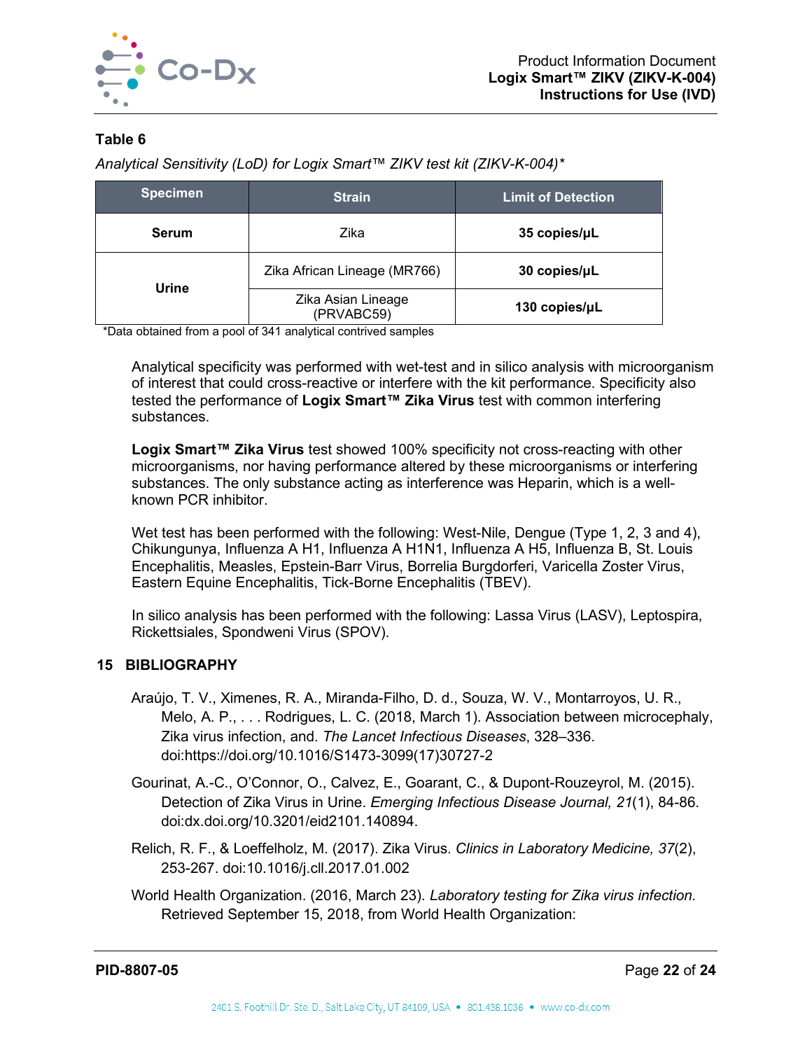**Table 6**

*Analytical Sensitivity (LoD) for Logix Smart™ ZIKV test kit (ZIKV-K-004)**

| Specimen | Strain | Limit of Detection |
|---|---|---|
| **Serum** | Zika | **35 copies/µL** |
| **Urine** | Zika African Lineage (MR766) | **30 copies/µL** |
| | Zika Asian Lineage (PRVABC59) | **130 copies/µL** |

*Data obtained from a pool of 341 analytical contrived samples

Analytical specificity was performed with wet-test and in silico analysis with microorganism of interest that could cross-reactive or interfere with the kit performance. Specificity also tested the performance of **Logix Smart™ Zika Virus** test with common interfering substances.

**Logix Smart™ Zika Virus** test showed 100% specificity not cross-reacting with other microorganisms, nor having performance altered by these microorganisms or interfering substances. The only substance acting as interference was Heparin, which is a well-known PCR inhibitor.

Wet test has been performed with the following: West-Nile, Dengue (Type 1, 2, 3 and 4), Chikungunya, Influenza A H1, Influenza A H1N1, Influenza A H5, Influenza B, St. Louis Encephalitis, Measles, Epstein-Barr Virus, Borrelia Burgdorferi, Varicella Zoster Virus, Eastern Equine Encephalitis, Tick-Borne Encephalitis (TBEV).

In silico analysis has been performed with the following: Lassa Virus (LASV), Leptospira, Rickettsiales, Spondweni Virus (SPOV).

## 15 BIBLIOGRAPHY

Araújo, T. V., Ximenes, R. A., Miranda-Filho, D. d., Souza, W. V., Montarroyos, U. R., Melo, A. P., . . . Rodrigues, L. C. (2018, March 1). Association between microcephaly, Zika virus infection, and. *The Lancet Infectious Diseases*, 328–336. doi:https://doi.org/10.1016/S1473-3099(17)30727-2

Gourinat, A.-C., O'Connor, O., Calvez, E., Goarant, C., & Dupont-Rouzeyrol, M. (2015). Detection of Zika Virus in Urine. *Emerging Infectious Disease Journal, 21*(1), 84-86. doi:dx.doi.org/10.3201/eid2101.140894.

Relich, R. F., & Loeffelholz, M. (2017). Zika Virus. *Clinics in Laboratory Medicine, 37*(2), 253-267. doi:10.1016/j.cll.2017.01.002

World Health Organization. (2016, March 23). *Laboratory testing for Zika virus infection.* Retrieved September 15, 2018, from World Health Organization: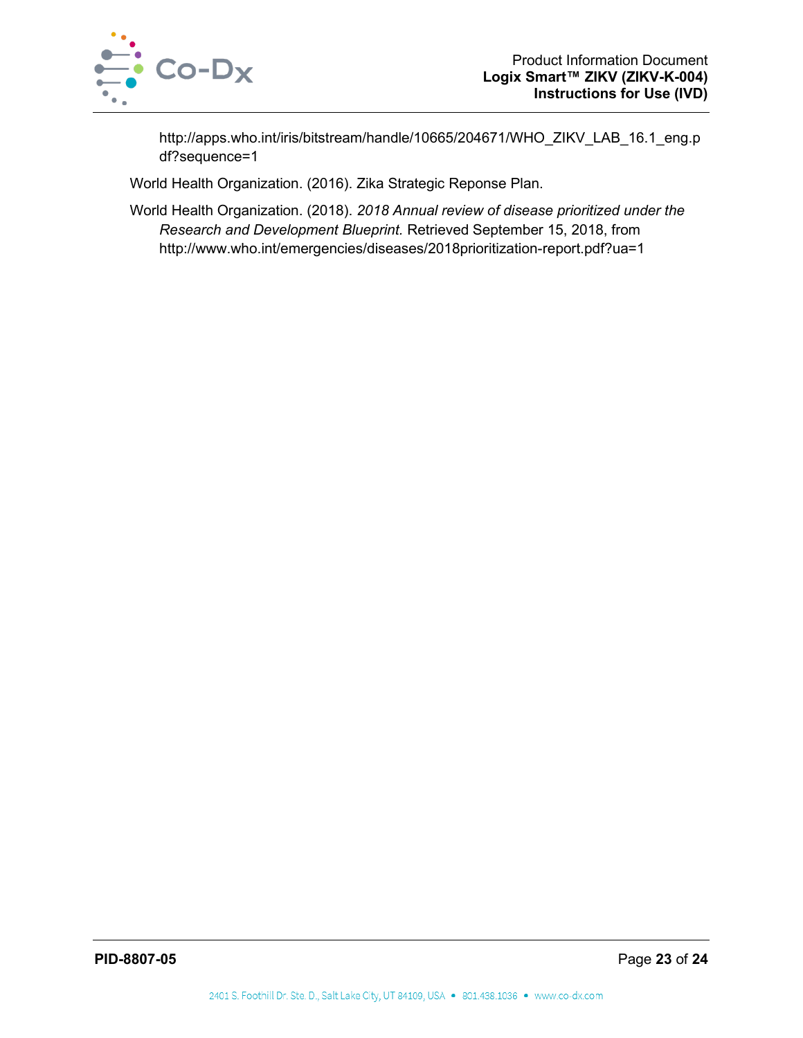http://apps.who.int/iris/bitstream/handle/10665/204671/WHO_ZIKV_LAB_16.1_eng.pdf?sequence=1

World Health Organization. (2016). Zika Strategic Reponse Plan.

World Health Organization. (2018). *2018 Annual review of disease prioritized under the Research and Development Blueprint.* Retrieved September 15, 2018, from http://www.who.int/emergencies/diseases/2018prioritization-report.pdf?ua=1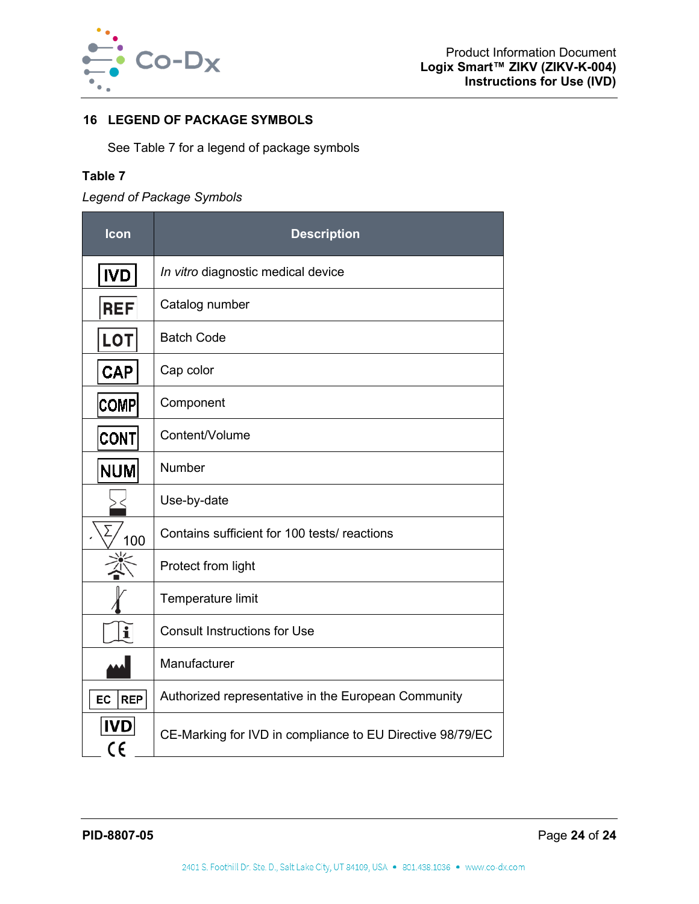## 16 LEGEND OF PACKAGE SYMBOLS

See Table 7 for a legend of package symbols

**Table 7**

*Legend of Package Symbols*

| Icon | Description |
|---|---|
| IVD | *In vitro* diagnostic medical device |
| REF | Catalog number |
| LOT | Batch Code |
| CAP | Cap color |
| COMP | Component |
| CONT | Content/Volume |
| NUM | Number |
| | Use-by-date |
| Σ 100 | Contains sufficient for 100 tests/ reactions |
| | Protect from light |
| | Temperature limit |
| | Consult Instructions for Use |
| | Manufacturer |
| EC REP | Authorized representative in the European Community |
| IVD CE | CE-Marking for IVD in compliance to EU Directive 98/79/EC |

PID-8807-05

2401 S. Foothill Dr. Ste. D., Salt Lake City, UT 84109, USA • 801.438.1036 • www.co-dx.com